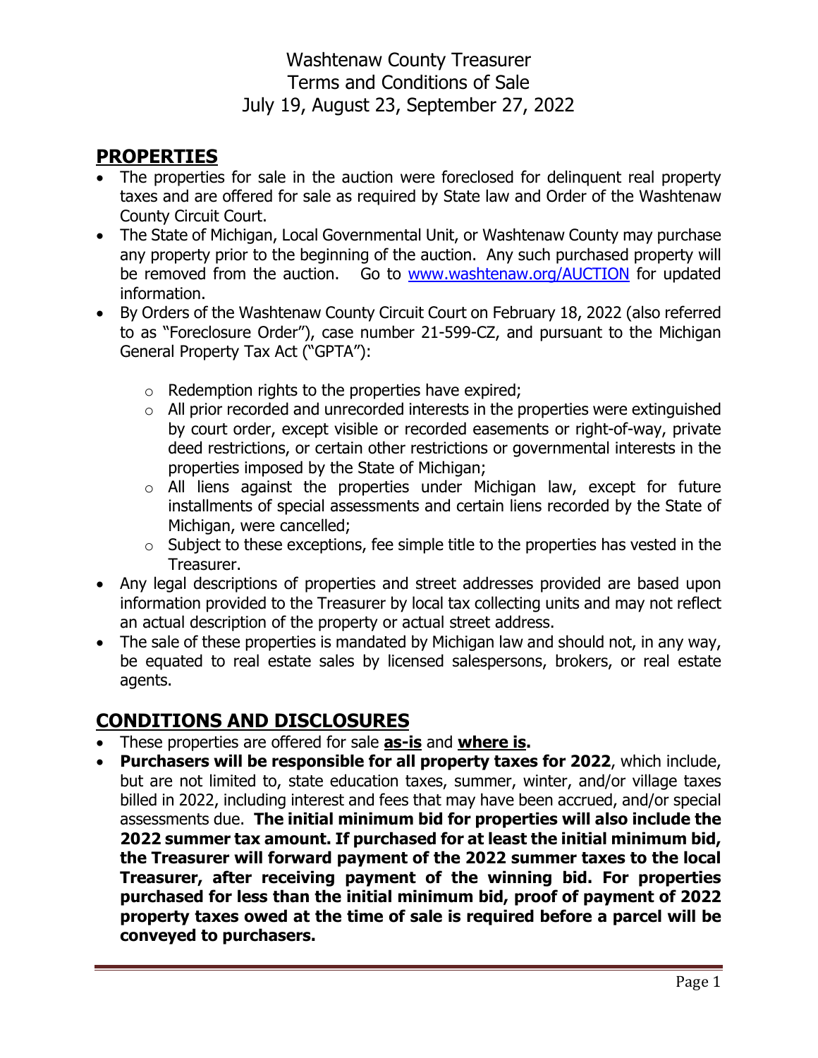# Washtenaw County Treasurer
# Terms and Conditions of Sale
# July 19, August 23, September 27, 2022

## PROPERTIES

- The properties for sale in the auction were foreclosed for delinquent real property taxes and are offered for sale as required by State law and Order of the Washtenaw County Circuit Court.
- The State of Michigan, Local Governmental Unit, or Washtenaw County may purchase any property prior to the beginning of the auction. Any such purchased property will be removed from the auction. Go to [www.washtenaw.org/AUCTION](www.washtenaw.org/AUCTION) for updated information.
- By Orders of the Washtenaw County Circuit Court on February 18, 2022 (also referred to as "Foreclosure Order"), case number 21-599-CZ, and pursuant to the Michigan General Property Tax Act ("GPTA"):
  - Redemption rights to the properties have expired;
  - All prior recorded and unrecorded interests in the properties were extinguished by court order, except visible or recorded easements or right-of-way, private deed restrictions, or certain other restrictions or governmental interests in the properties imposed by the State of Michigan;
  - All liens against the properties under Michigan law, except for future installments of special assessments and certain liens recorded by the State of Michigan, were cancelled;
  - Subject to these exceptions, fee simple title to the properties has vested in the Treasurer.
- Any legal descriptions of properties and street addresses provided are based upon information provided to the Treasurer by local tax collecting units and may not reflect an actual description of the property or actual street address.
- The sale of these properties is mandated by Michigan law and should not, in any way, be equated to real estate sales by licensed salespersons, brokers, or real estate agents.

## CONDITIONS AND DISCLOSURES

- These properties are offered for sale **as-is** and **where is.**
- **Purchasers will be responsible for all property taxes for 2022**, which include, but are not limited to, state education taxes, summer, winter, and/or village taxes billed in 2022, including interest and fees that may have been accrued, and/or special assessments due. **The initial minimum bid for properties will also include the 2022 summer tax amount. If purchased for at least the initial minimum bid, the Treasurer will forward payment of the 2022 summer taxes to the local Treasurer, after receiving payment of the winning bid. For properties purchased for less than the initial minimum bid, proof of payment of 2022 property taxes owed at the time of sale is required before a parcel will be conveyed to purchasers.**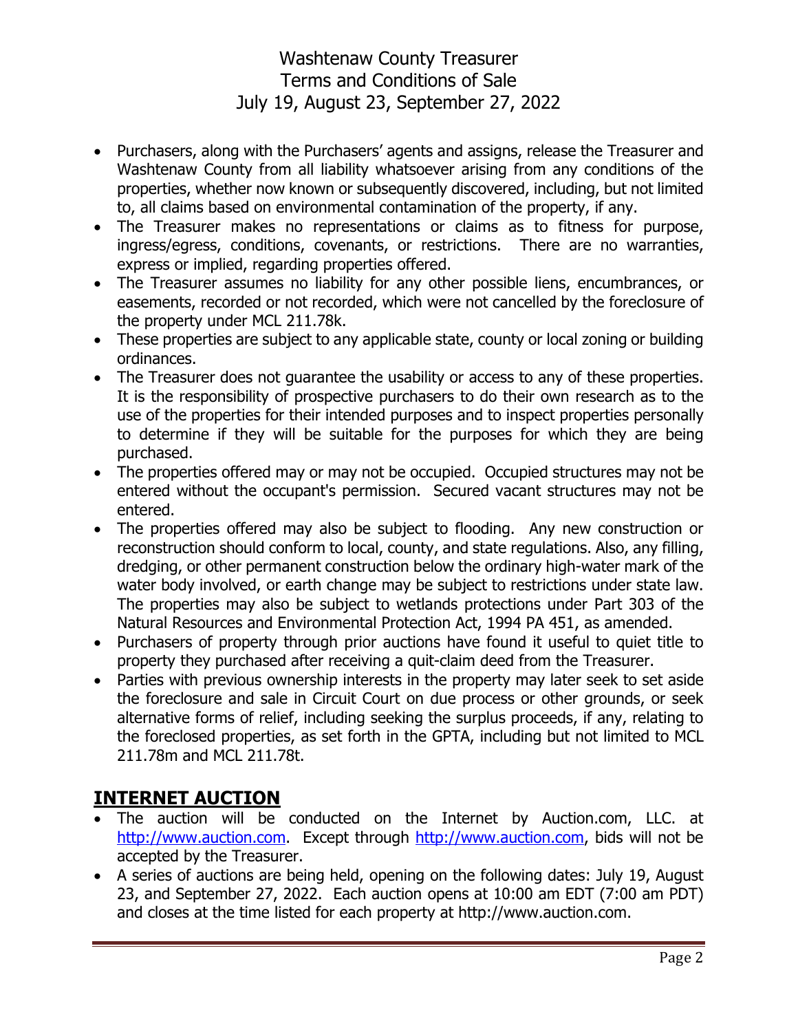- Purchasers, along with the Purchasers' agents and assigns, release the Treasurer and Washtenaw County from all liability whatsoever arising from any conditions of the properties, whether now known or subsequently discovered, including, but not limited to, all claims based on environmental contamination of the property, if any.
- The Treasurer makes no representations or claims as to fitness for purpose, ingress/egress, conditions, covenants, or restrictions. There are no warranties, express or implied, regarding properties offered.
- The Treasurer assumes no liability for any other possible liens, encumbrances, or easements, recorded or not recorded, which were not cancelled by the foreclosure of the property under MCL 211.78k.
- These properties are subject to any applicable state, county or local zoning or building ordinances.
- The Treasurer does not guarantee the usability or access to any of these properties. It is the responsibility of prospective purchasers to do their own research as to the use of the properties for their intended purposes and to inspect properties personally to determine if they will be suitable for the purposes for which they are being purchased.
- The properties offered may or may not be occupied. Occupied structures may not be entered without the occupant's permission. Secured vacant structures may not be entered.
- The properties offered may also be subject to flooding. Any new construction or reconstruction should conform to local, county, and state regulations. Also, any filling, dredging, or other permanent construction below the ordinary high-water mark of the water body involved, or earth change may be subject to restrictions under state law. The properties may also be subject to wetlands protections under Part 303 of the Natural Resources and Environmental Protection Act, 1994 PA 451, as amended.
- Purchasers of property through prior auctions have found it useful to quiet title to property they purchased after receiving a quit-claim deed from the Treasurer.
- Parties with previous ownership interests in the property may later seek to set aside the foreclosure and sale in Circuit Court on due process or other grounds, or seek alternative forms of relief, including seeking the surplus proceeds, if any, relating to the foreclosed properties, as set forth in the GPTA, including but not limited to MCL 211.78m and MCL 211.78t.

## INTERNET AUCTION

- The auction will be conducted on the Internet by Auction.com, LLC. at http://www.auction.com. Except through http://www.auction.com, bids will not be accepted by the Treasurer.
- A series of auctions are being held, opening on the following dates: July 19, August 23, and September 27, 2022. Each auction opens at 10:00 am EDT (7:00 am PDT) and closes at the time listed for each property at http://www.auction.com.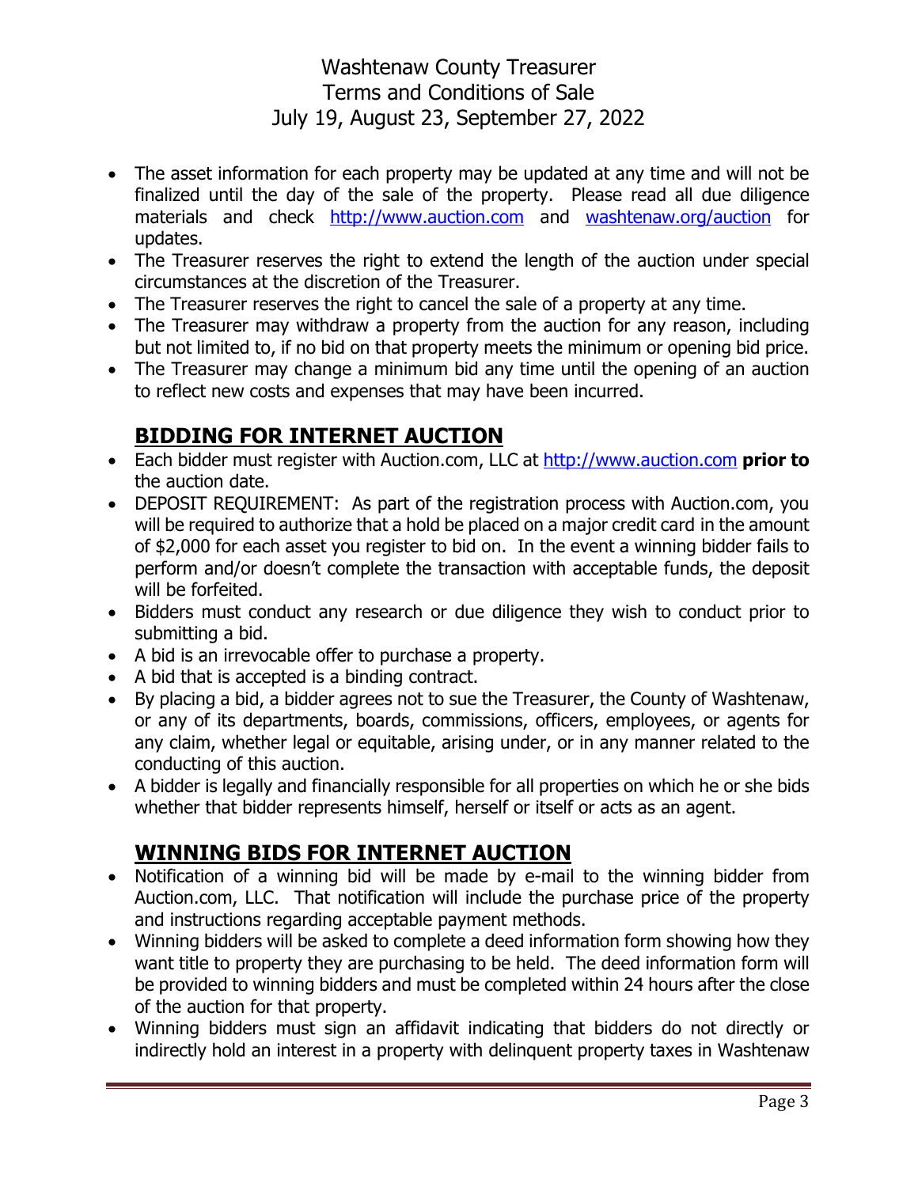- The asset information for each property may be updated at any time and will not be finalized until the day of the sale of the property. Please read all due diligence materials and check http://www.auction.com and washtenaw.org/auction for updates.
- The Treasurer reserves the right to extend the length of the auction under special circumstances at the discretion of the Treasurer.
- The Treasurer reserves the right to cancel the sale of a property at any time.
- The Treasurer may withdraw a property from the auction for any reason, including but not limited to, if no bid on that property meets the minimum or opening bid price.
- The Treasurer may change a minimum bid any time until the opening of an auction to reflect new costs and expenses that may have been incurred.

## BIDDING FOR INTERNET AUCTION

- Each bidder must register with Auction.com, LLC at http://www.auction.com **prior to** the auction date.
- DEPOSIT REQUIREMENT: As part of the registration process with Auction.com, you will be required to authorize that a hold be placed on a major credit card in the amount of $2,000 for each asset you register to bid on. In the event a winning bidder fails to perform and/or doesn't complete the transaction with acceptable funds, the deposit will be forfeited.
- Bidders must conduct any research or due diligence they wish to conduct prior to submitting a bid.
- A bid is an irrevocable offer to purchase a property.
- A bid that is accepted is a binding contract.
- By placing a bid, a bidder agrees not to sue the Treasurer, the County of Washtenaw, or any of its departments, boards, commissions, officers, employees, or agents for any claim, whether legal or equitable, arising under, or in any manner related to the conducting of this auction.
- A bidder is legally and financially responsible for all properties on which he or she bids whether that bidder represents himself, herself or itself or acts as an agent.

## WINNING BIDS FOR INTERNET AUCTION

- Notification of a winning bid will be made by e-mail to the winning bidder from Auction.com, LLC. That notification will include the purchase price of the property and instructions regarding acceptable payment methods.
- Winning bidders will be asked to complete a deed information form showing how they want title to property they are purchasing to be held. The deed information form will be provided to winning bidders and must be completed within 24 hours after the close of the auction for that property.
- Winning bidders must sign an affidavit indicating that bidders do not directly or indirectly hold an interest in a property with delinquent property taxes in Washtenaw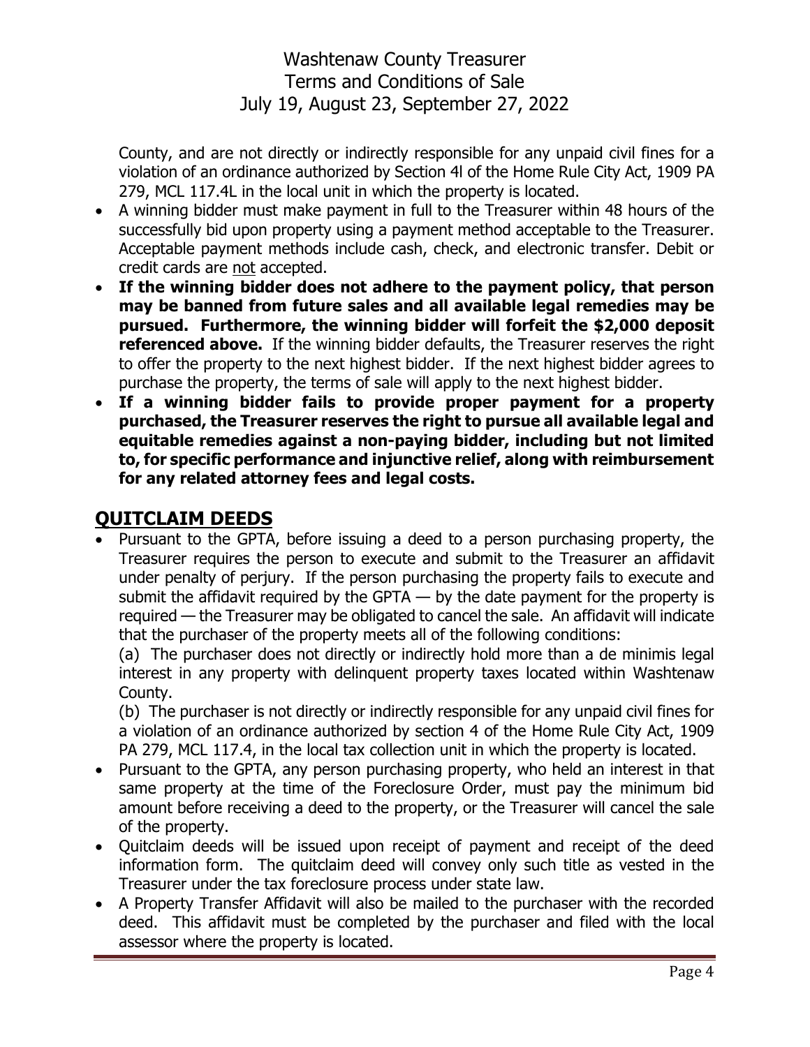County, and are not directly or indirectly responsible for any unpaid civil fines for a violation of an ordinance authorized by Section 4l of the Home Rule City Act, 1909 PA 279, MCL 117.4L in the local unit in which the property is located.

- A winning bidder must make payment in full to the Treasurer within 48 hours of the successfully bid upon property using a payment method acceptable to the Treasurer. Acceptable payment methods include cash, check, and electronic transfer. Debit or credit cards are not accepted.
- **If the winning bidder does not adhere to the payment policy, that person may be banned from future sales and all available legal remedies may be pursued. Furthermore, the winning bidder will forfeit the $2,000 deposit referenced above.** If the winning bidder defaults, the Treasurer reserves the right to offer the property to the next highest bidder. If the next highest bidder agrees to purchase the property, the terms of sale will apply to the next highest bidder.
- **If a winning bidder fails to provide proper payment for a property purchased, the Treasurer reserves the right to pursue all available legal and equitable remedies against a non-paying bidder, including but not limited to, for specific performance and injunctive relief, along with reimbursement for any related attorney fees and legal costs.**

## QUITCLAIM DEEDS

- Pursuant to the GPTA, before issuing a deed to a person purchasing property, the Treasurer requires the person to execute and submit to the Treasurer an affidavit under penalty of perjury. If the person purchasing the property fails to execute and submit the affidavit required by the GPTA — by the date payment for the property is required — the Treasurer may be obligated to cancel the sale. An affidavit will indicate that the purchaser of the property meets all of the following conditions:

  (a) The purchaser does not directly or indirectly hold more than a de minimis legal interest in any property with delinquent property taxes located within Washtenaw County.

  (b) The purchaser is not directly or indirectly responsible for any unpaid civil fines for a violation of an ordinance authorized by section 4 of the Home Rule City Act, 1909 PA 279, MCL 117.4, in the local tax collection unit in which the property is located.
- Pursuant to the GPTA, any person purchasing property, who held an interest in that same property at the time of the Foreclosure Order, must pay the minimum bid amount before receiving a deed to the property, or the Treasurer will cancel the sale of the property.
- Quitclaim deeds will be issued upon receipt of payment and receipt of the deed information form. The quitclaim deed will convey only such title as vested in the Treasurer under the tax foreclosure process under state law.
- A Property Transfer Affidavit will also be mailed to the purchaser with the recorded deed. This affidavit must be completed by the purchaser and filed with the local assessor where the property is located.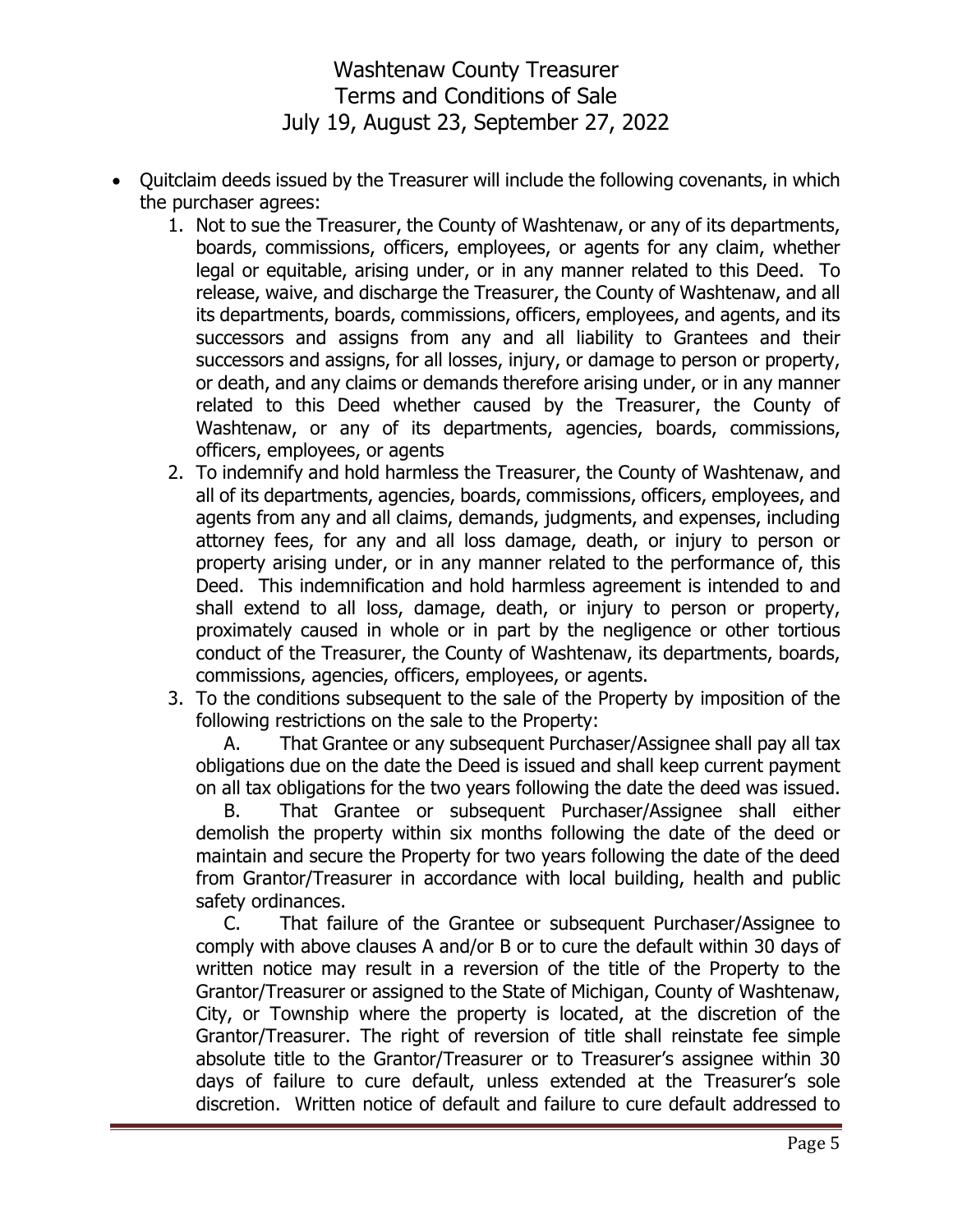- Quitclaim deeds issued by the Treasurer will include the following covenants, in which the purchaser agrees:
  1. Not to sue the Treasurer, the County of Washtenaw, or any of its departments, boards, commissions, officers, employees, or agents for any claim, whether legal or equitable, arising under, or in any manner related to this Deed. To release, waive, and discharge the Treasurer, the County of Washtenaw, and all its departments, boards, commissions, officers, employees, and agents, and its successors and assigns from any and all liability to Grantees and their successors and assigns, for all losses, injury, or damage to person or property, or death, and any claims or demands therefore arising under, or in any manner related to this Deed whether caused by the Treasurer, the County of Washtenaw, or any of its departments, agencies, boards, commissions, officers, employees, or agents
  2. To indemnify and hold harmless the Treasurer, the County of Washtenaw, and all of its departments, agencies, boards, commissions, officers, employees, and agents from any and all claims, demands, judgments, and expenses, including attorney fees, for any and all loss damage, death, or injury to person or property arising under, or in any manner related to the performance of, this Deed. This indemnification and hold harmless agreement is intended to and shall extend to all loss, damage, death, or injury to person or property, proximately caused in whole or in part by the negligence or other tortious conduct of the Treasurer, the County of Washtenaw, its departments, boards, commissions, agencies, officers, employees, or agents.
  3. To the conditions subsequent to the sale of the Property by imposition of the following restrictions on the sale to the Property:

     A. That Grantee or any subsequent Purchaser/Assignee shall pay all tax obligations due on the date the Deed is issued and shall keep current payment on all tax obligations for the two years following the date the deed was issued.

     B. That Grantee or subsequent Purchaser/Assignee shall either demolish the property within six months following the date of the deed or maintain and secure the Property for two years following the date of the deed from Grantor/Treasurer in accordance with local building, health and public safety ordinances.

     C. That failure of the Grantee or subsequent Purchaser/Assignee to comply with above clauses A and/or B or to cure the default within 30 days of written notice may result in a reversion of the title of the Property to the Grantor/Treasurer or assigned to the State of Michigan, County of Washtenaw, City, or Township where the property is located, at the discretion of the Grantor/Treasurer. The right of reversion of title shall reinstate fee simple absolute title to the Grantor/Treasurer or to Treasurer's assignee within 30 days of failure to cure default, unless extended at the Treasurer's sole discretion. Written notice of default and failure to cure default addressed to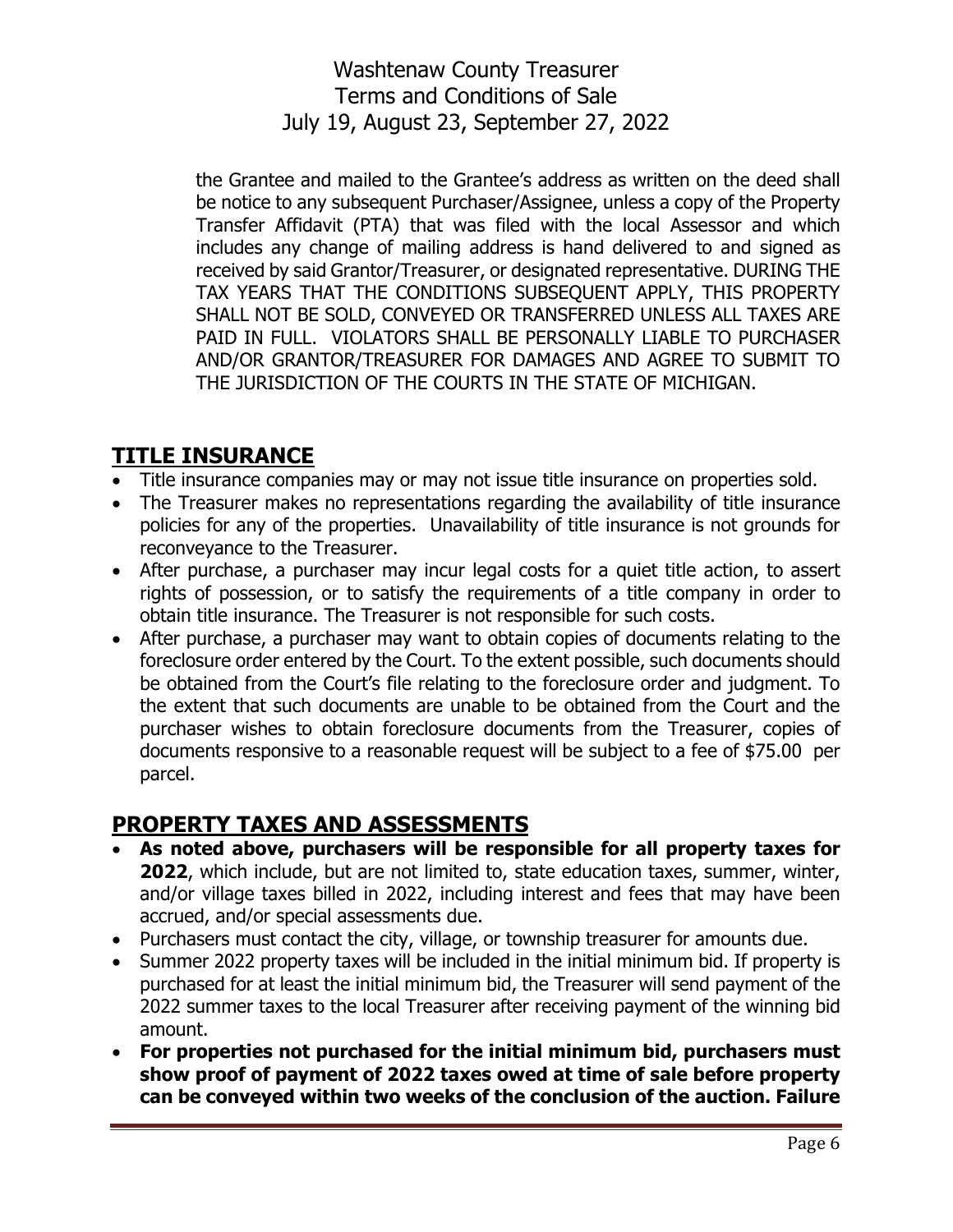the Grantee and mailed to the Grantee's address as written on the deed shall be notice to any subsequent Purchaser/Assignee, unless a copy of the Property Transfer Affidavit (PTA) that was filed with the local Assessor and which includes any change of mailing address is hand delivered to and signed as received by said Grantor/Treasurer, or designated representative. DURING THE TAX YEARS THAT THE CONDITIONS SUBSEQUENT APPLY, THIS PROPERTY SHALL NOT BE SOLD, CONVEYED OR TRANSFERRED UNLESS ALL TAXES ARE PAID IN FULL. VIOLATORS SHALL BE PERSONALLY LIABLE TO PURCHASER AND/OR GRANTOR/TREASURER FOR DAMAGES AND AGREE TO SUBMIT TO THE JURISDICTION OF THE COURTS IN THE STATE OF MICHIGAN.

## TITLE INSURANCE

- Title insurance companies may or may not issue title insurance on properties sold.
- The Treasurer makes no representations regarding the availability of title insurance policies for any of the properties. Unavailability of title insurance is not grounds for reconveyance to the Treasurer.
- After purchase, a purchaser may incur legal costs for a quiet title action, to assert rights of possession, or to satisfy the requirements of a title company in order to obtain title insurance. The Treasurer is not responsible for such costs.
- After purchase, a purchaser may want to obtain copies of documents relating to the foreclosure order entered by the Court. To the extent possible, such documents should be obtained from the Court's file relating to the foreclosure order and judgment. To the extent that such documents are unable to be obtained from the Court and the purchaser wishes to obtain foreclosure documents from the Treasurer, copies of documents responsive to a reasonable request will be subject to a fee of $75.00 per parcel.

## PROPERTY TAXES AND ASSESSMENTS

- **As noted above, purchasers will be responsible for all property taxes for 2022**, which include, but are not limited to, state education taxes, summer, winter, and/or village taxes billed in 2022, including interest and fees that may have been accrued, and/or special assessments due.
- Purchasers must contact the city, village, or township treasurer for amounts due.
- Summer 2022 property taxes will be included in the initial minimum bid. If property is purchased for at least the initial minimum bid, the Treasurer will send payment of the 2022 summer taxes to the local Treasurer after receiving payment of the winning bid amount.
- **For properties not purchased for the initial minimum bid, purchasers must show proof of payment of 2022 taxes owed at time of sale before property can be conveyed within two weeks of the conclusion of the auction. Failure**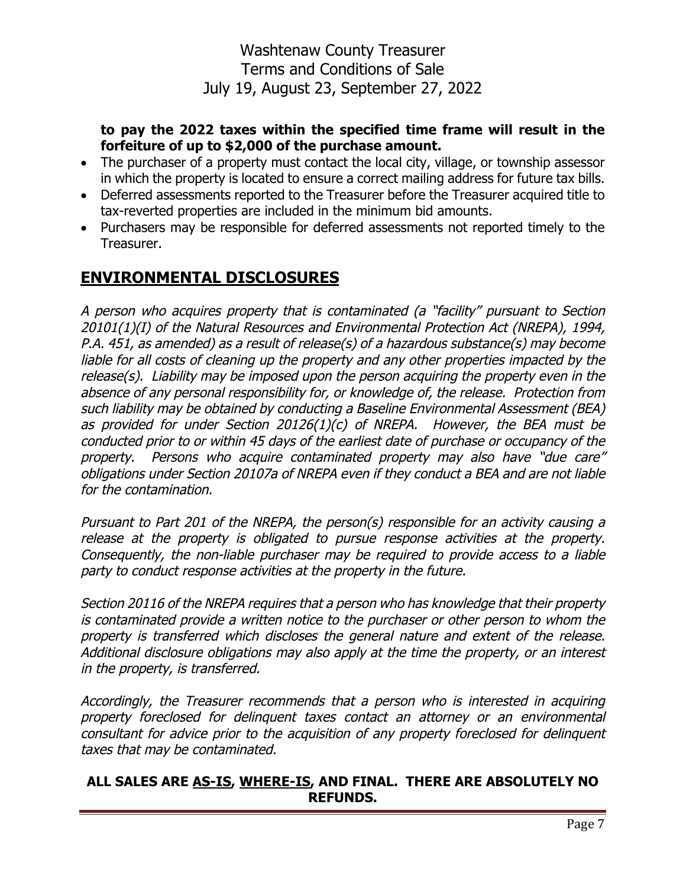**to pay the 2022 taxes within the specified time frame will result in the forfeiture of up to $2,000 of the purchase amount.**

- The purchaser of a property must contact the local city, village, or township assessor in which the property is located to ensure a correct mailing address for future tax bills.
- Deferred assessments reported to the Treasurer before the Treasurer acquired title to tax-reverted properties are included in the minimum bid amounts.
- Purchasers may be responsible for deferred assessments not reported timely to the Treasurer.

## ENVIRONMENTAL DISCLOSURES

*A person who acquires property that is contaminated (a "facility" pursuant to Section 20101(1)(I) of the Natural Resources and Environmental Protection Act (NREPA), 1994, P.A. 451, as amended) as a result of release(s) of a hazardous substance(s) may become liable for all costs of cleaning up the property and any other properties impacted by the release(s). Liability may be imposed upon the person acquiring the property even in the absence of any personal responsibility for, or knowledge of, the release. Protection from such liability may be obtained by conducting a Baseline Environmental Assessment (BEA) as provided for under Section 20126(1)(c) of NREPA. However, the BEA must be conducted prior to or within 45 days of the earliest date of purchase or occupancy of the property. Persons who acquire contaminated property may also have "due care" obligations under Section 20107a of NREPA even if they conduct a BEA and are not liable for the contamination.*

*Pursuant to Part 201 of the NREPA, the person(s) responsible for an activity causing a release at the property is obligated to pursue response activities at the property. Consequently, the non-liable purchaser may be required to provide access to a liable party to conduct response activities at the property in the future.*

*Section 20116 of the NREPA requires that a person who has knowledge that their property is contaminated provide a written notice to the purchaser or other person to whom the property is transferred which discloses the general nature and extent of the release. Additional disclosure obligations may also apply at the time the property, or an interest in the property, is transferred.*

*Accordingly, the Treasurer recommends that a person who is interested in acquiring property foreclosed for delinquent taxes contact an attorney or an environmental consultant for advice prior to the acquisition of any property foreclosed for delinquent taxes that may be contaminated.*

**ALL SALES ARE AS-IS, WHERE-IS, AND FINAL. THERE ARE ABSOLUTELY NO REFUNDS.**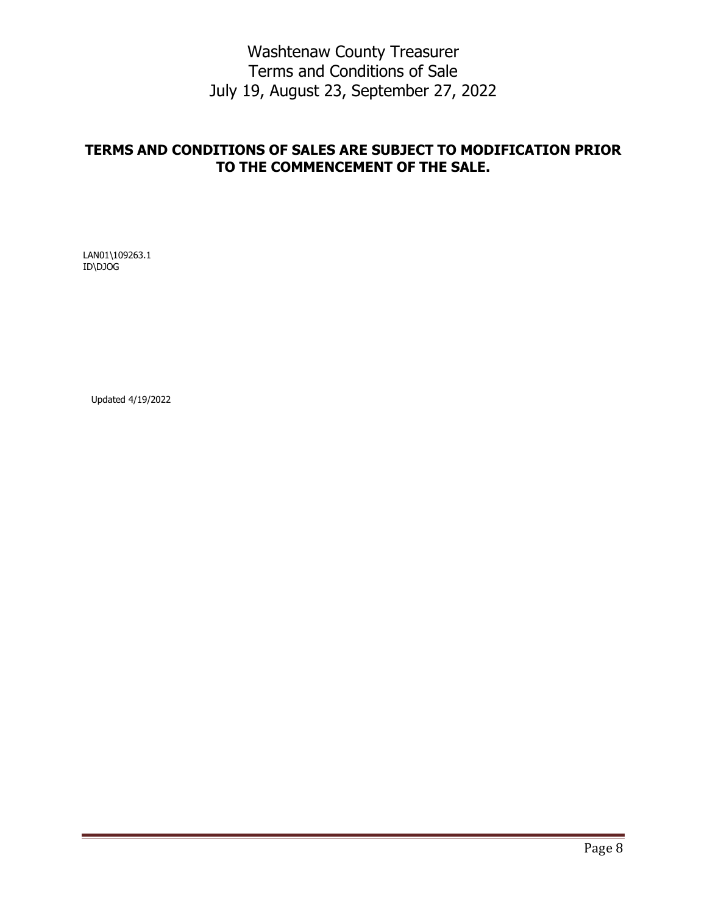**TERMS AND CONDITIONS OF SALES ARE SUBJECT TO MODIFICATION PRIOR TO THE COMMENCEMENT OF THE SALE.**

LAN01\109263.1
ID\DJOG

Updated 4/19/2022